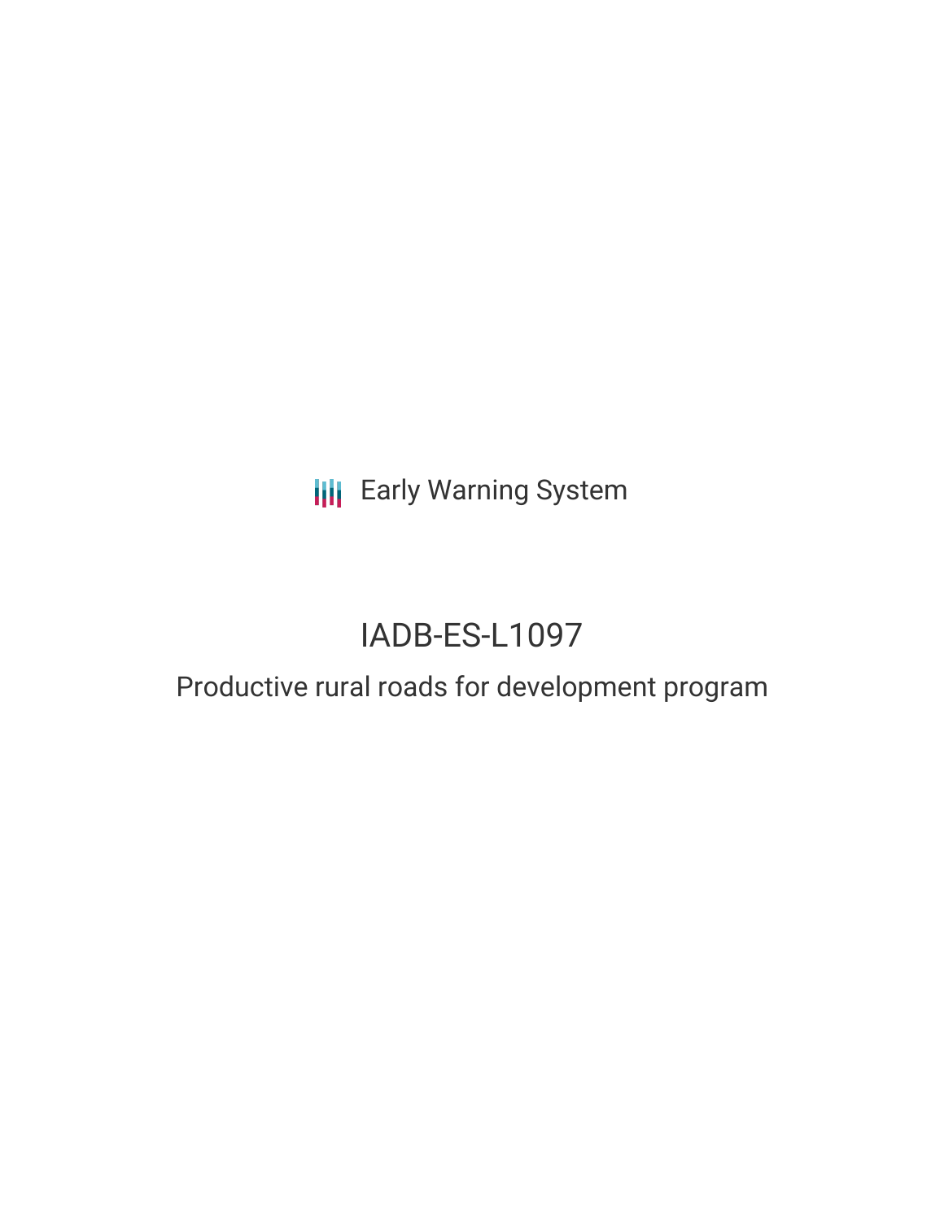Early Warning System

# IADB-ES-L1097

## Productive rural roads for development program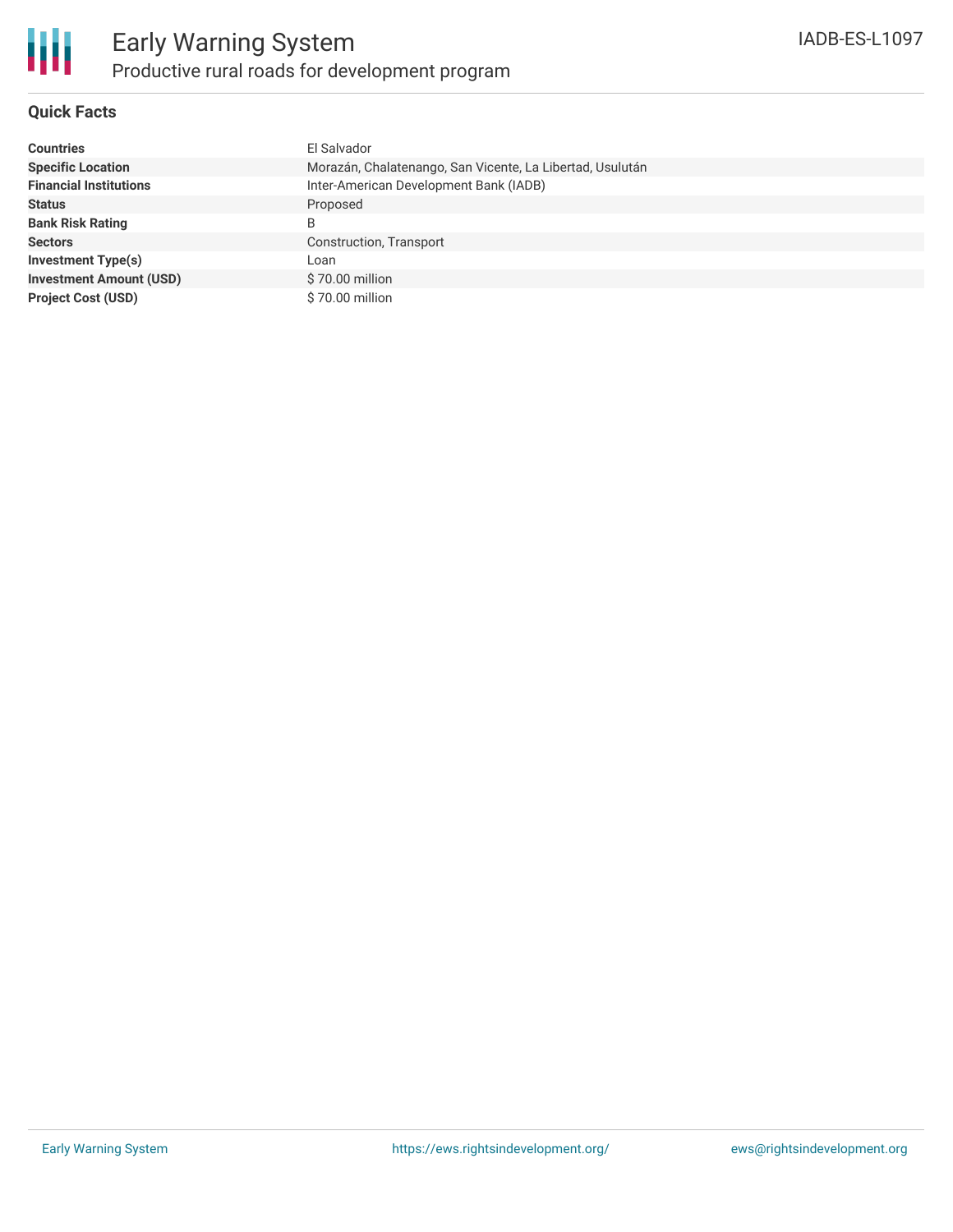# Early Warning System

## Productive rural roads for development program

IADB-ES-L1097

### Quick Facts

| | |
|---|---|
| **Countries** | El Salvador |
| **Specific Location** | Morazán, Chalatenango, San Vicente, La Libertad, Usulután |
| **Financial Institutions** | Inter-American Development Bank (IADB) |
| **Status** | Proposed |
| **Bank Risk Rating** | B |
| **Sectors** | Construction, Transport |
| **Investment Type(s)** | Loan |
| **Investment Amount (USD)** | $ 70.00 million |
| **Project Cost (USD)** | $ 70.00 million |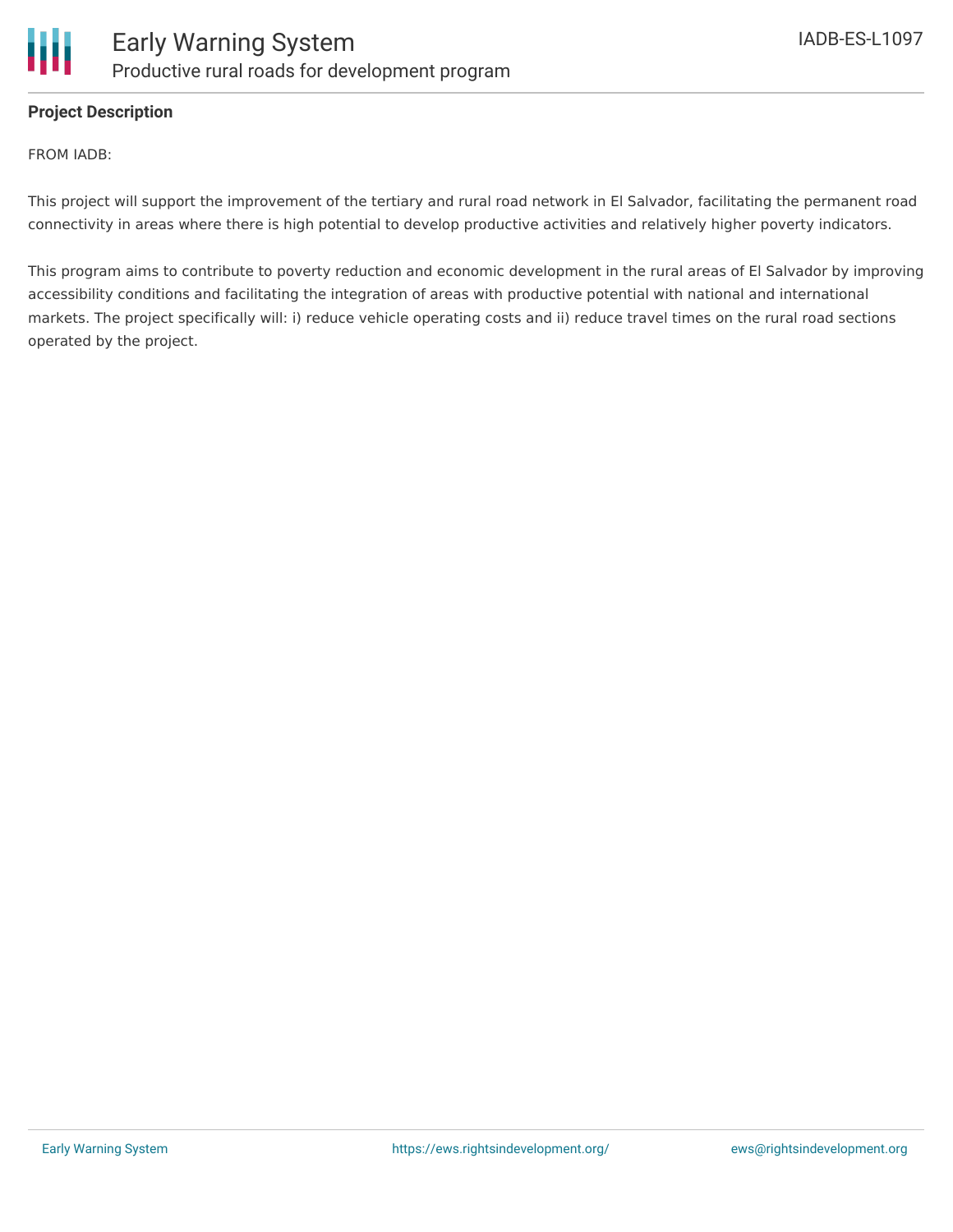**Project Description**

FROM IADB:

This project will support the improvement of the tertiary and rural road network in El Salvador, facilitating the permanent road connectivity in areas where there is high potential to develop productive activities and relatively higher poverty indicators.

This program aims to contribute to poverty reduction and economic development in the rural areas of El Salvador by improving accessibility conditions and facilitating the integration of areas with productive potential with national and international markets. The project specifically will: i) reduce vehicle operating costs and ii) reduce travel times on the rural road sections operated by the project.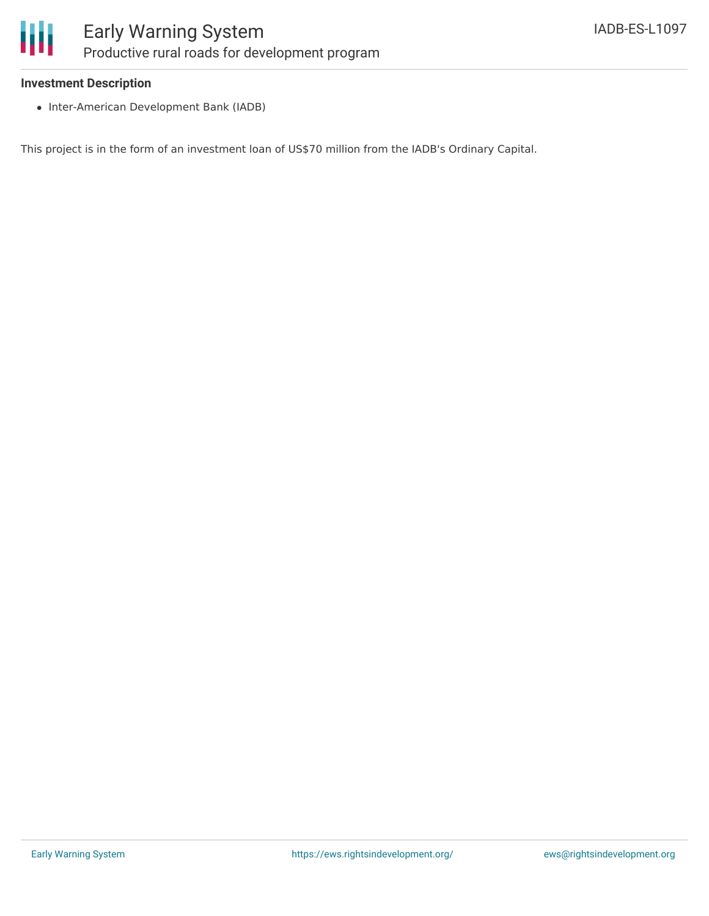**Investment Description**

- Inter-American Development Bank (IADB)

This project is in the form of an investment loan of US$70 million from the IADB's Ordinary Capital.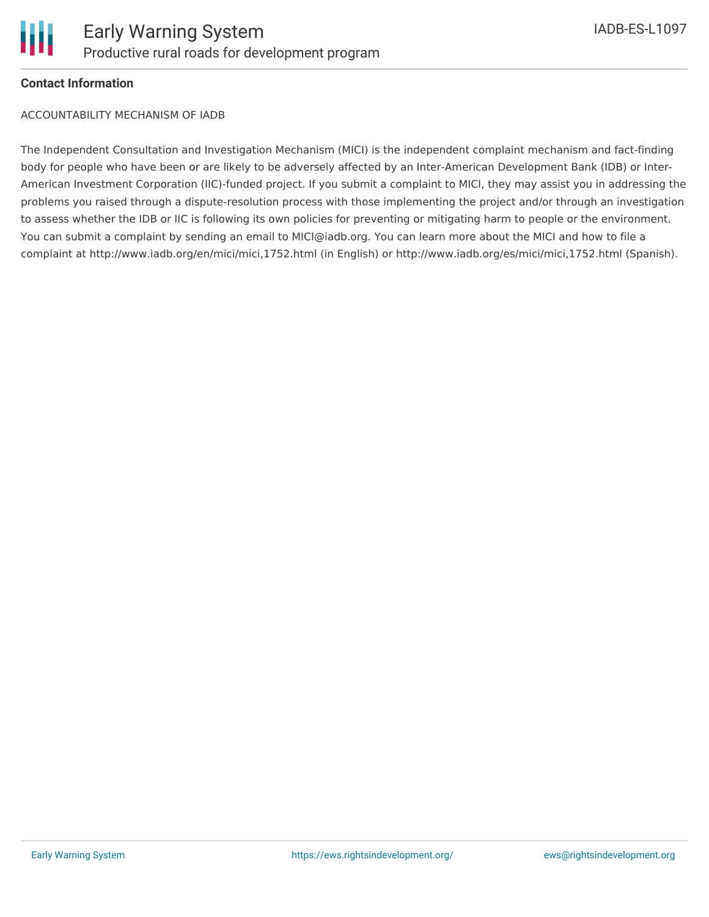**Contact Information**

ACCOUNTABILITY MECHANISM OF IADB

The Independent Consultation and Investigation Mechanism (MICI) is the independent complaint mechanism and fact-finding body for people who have been or are likely to be adversely affected by an Inter-American Development Bank (IDB) or Inter-American Investment Corporation (IIC)-funded project. If you submit a complaint to MICI, they may assist you in addressing the problems you raised through a dispute-resolution process with those implementing the project and/or through an investigation to assess whether the IDB or IIC is following its own policies for preventing or mitigating harm to people or the environment. You can submit a complaint by sending an email to MICI@iadb.org. You can learn more about the MICI and how to file a complaint at http://www.iadb.org/en/mici/mici,1752.html (in English) or http://www.iadb.org/es/mici/mici,1752.html (Spanish).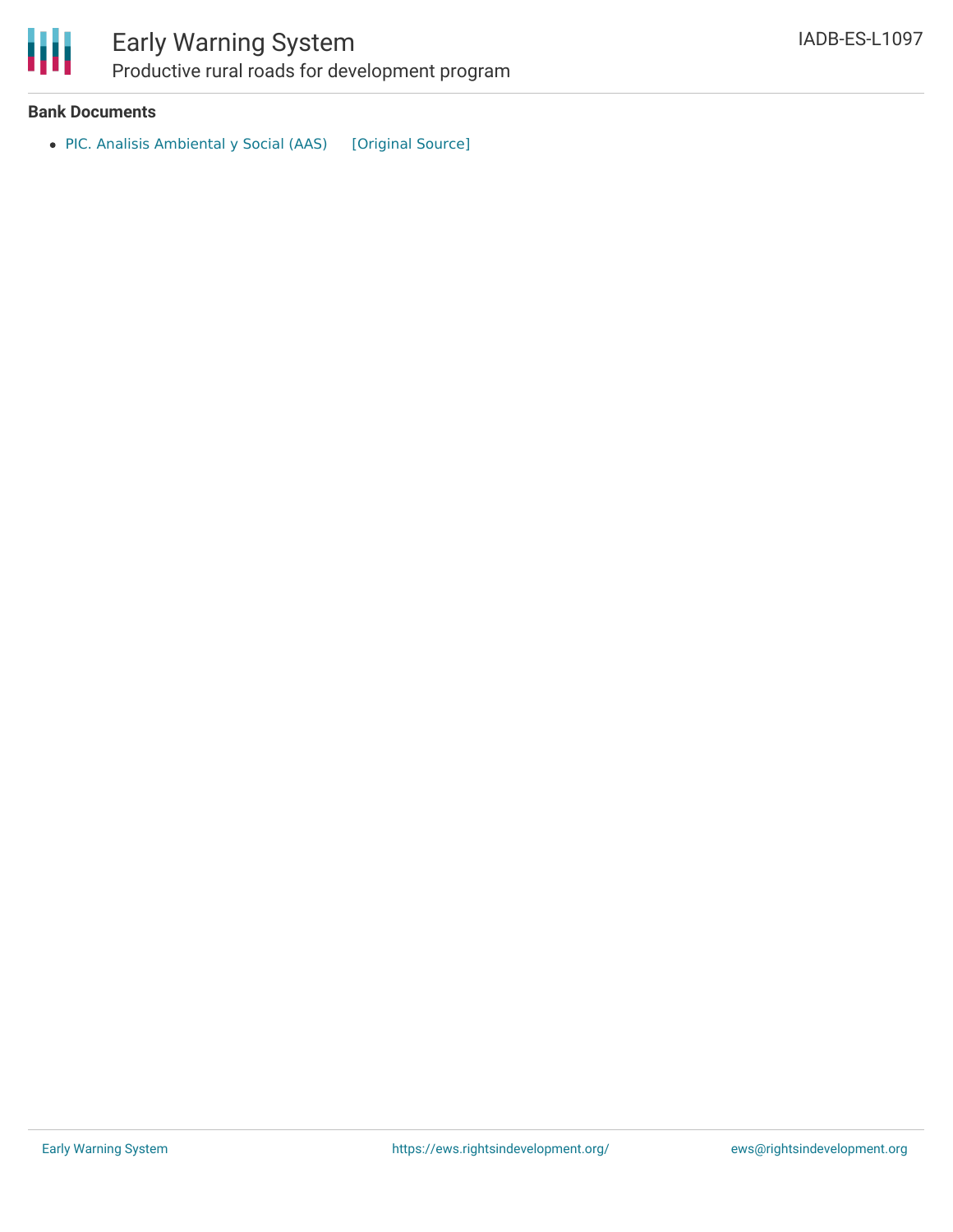**Bank Documents**

- PIC. Analisis Ambiental y Social (AAS) [Original Source]